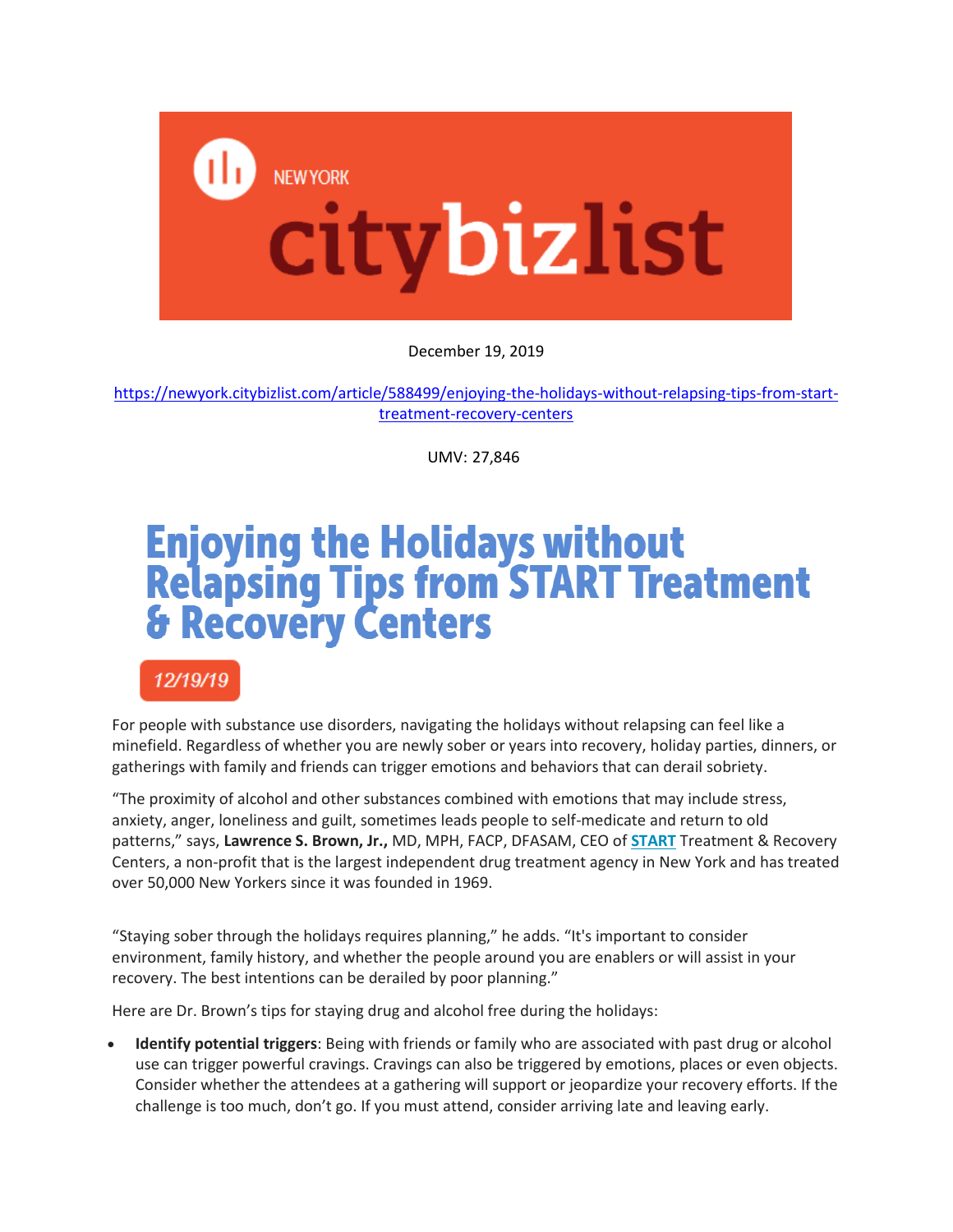NEW YORK citybizlist

December 19, 2019

https://newyork.citybizlist.com/article/588499/enjoying-the-holidays-without-relapsing-tips-from-start-treatment-recovery-centers

UMV: 27,846

# Enjoying the Holidays without Relapsing Tips from START Treatment & Recovery Centers

12/19/19

For people with substance use disorders, navigating the holidays without relapsing can feel like a minefield. Regardless of whether you are newly sober or years into recovery, holiday parties, dinners, or gatherings with family and friends can trigger emotions and behaviors that can derail sobriety.

"The proximity of alcohol and other substances combined with emotions that may include stress, anxiety, anger, loneliness and guilt, sometimes leads people to self-medicate and return to old patterns," says, **Lawrence S. Brown, Jr.,** MD, MPH, FACP, DFASAM, CEO of **START** Treatment & Recovery Centers, a non-profit that is the largest independent drug treatment agency in New York and has treated over 50,000 New Yorkers since it was founded in 1969.

"Staying sober through the holidays requires planning," he adds. "It's important to consider environment, family history, and whether the people around you are enablers or will assist in your recovery. The best intentions can be derailed by poor planning."

Here are Dr. Brown's tips for staying drug and alcohol free during the holidays:

- **Identify potential triggers**: Being with friends or family who are associated with past drug or alcohol use can trigger powerful cravings. Cravings can also be triggered by emotions, places or even objects. Consider whether the attendees at a gathering will support or jeopardize your recovery efforts. If the challenge is too much, don't go. If you must attend, consider arriving late and leaving early.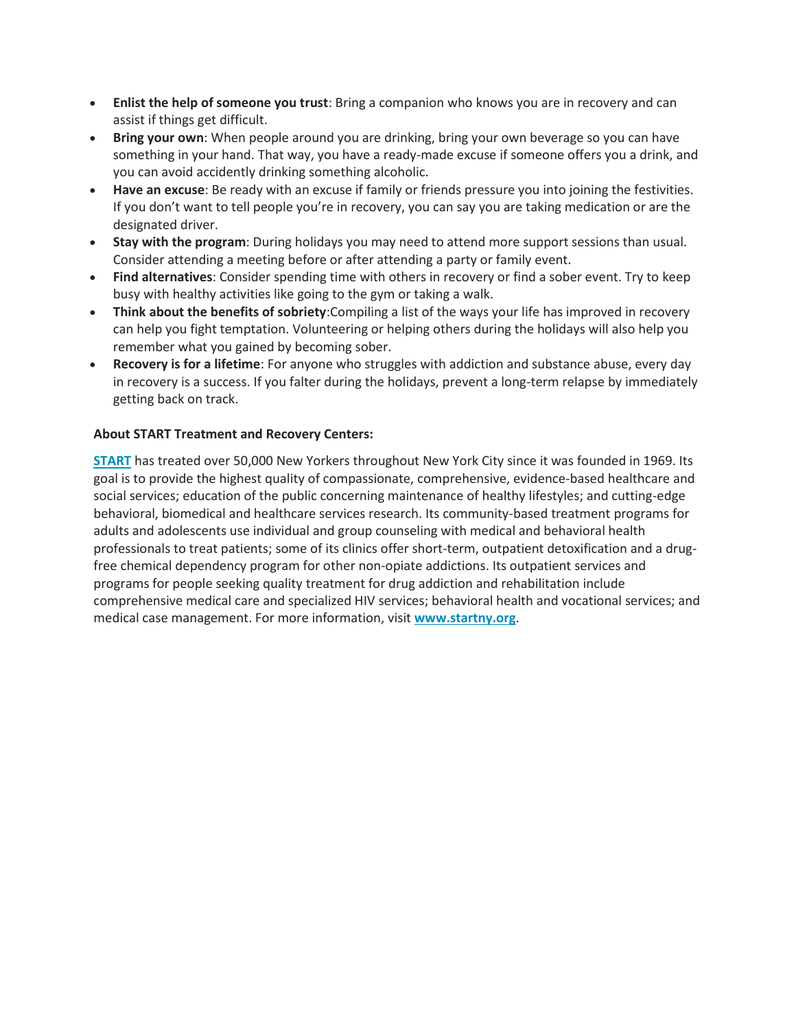- **Enlist the help of someone you trust**: Bring a companion who knows you are in recovery and can assist if things get difficult.
- **Bring your own**: When people around you are drinking, bring your own beverage so you can have something in your hand. That way, you have a ready-made excuse if someone offers you a drink, and you can avoid accidently drinking something alcoholic.
- **Have an excuse**: Be ready with an excuse if family or friends pressure you into joining the festivities. If you don't want to tell people you're in recovery, you can say you are taking medication or are the designated driver.
- **Stay with the program**: During holidays you may need to attend more support sessions than usual. Consider attending a meeting before or after attending a party or family event.
- **Find alternatives**: Consider spending time with others in recovery or find a sober event. Try to keep busy with healthy activities like going to the gym or taking a walk.
- **Think about the benefits of sobriety**:Compiling a list of the ways your life has improved in recovery can help you fight temptation. Volunteering or helping others during the holidays will also help you remember what you gained by becoming sober.
- **Recovery is for a lifetime**: For anyone who struggles with addiction and substance abuse, every day in recovery is a success. If you falter during the holidays, prevent a long-term relapse by immediately getting back on track.

**About START Treatment and Recovery Centers:**

**START** has treated over 50,000 New Yorkers throughout New York City since it was founded in 1969. Its goal is to provide the highest quality of compassionate, comprehensive, evidence-based healthcare and social services; education of the public concerning maintenance of healthy lifestyles; and cutting-edge behavioral, biomedical and healthcare services research. Its community-based treatment programs for adults and adolescents use individual and group counseling with medical and behavioral health professionals to treat patients; some of its clinics offer short-term, outpatient detoxification and a drug-free chemical dependency program for other non-opiate addictions. Its outpatient services and programs for people seeking quality treatment for drug addiction and rehabilitation include comprehensive medical care and specialized HIV services; behavioral health and vocational services; and medical case management. For more information, visit **www.startny.org**.